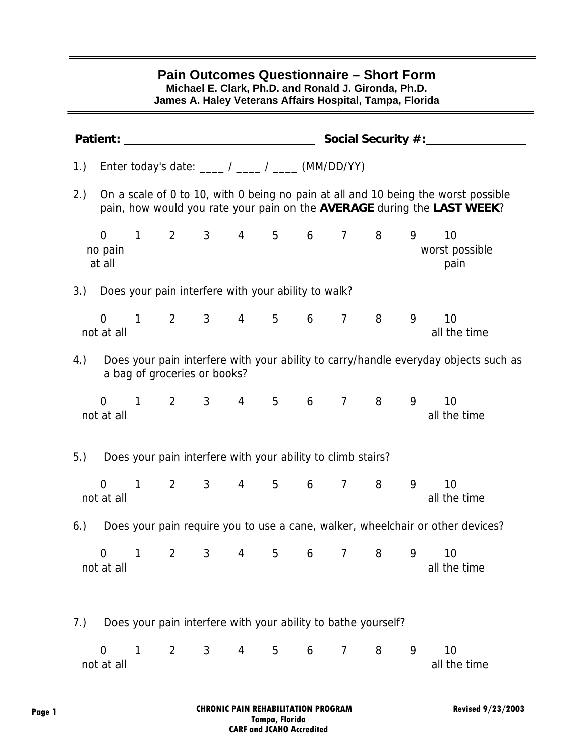# Pain Outcomes Questionnaire – Short Form

**Michael E. Clark, Ph.D. and Ronald J. Gironda, Ph.D.**
**James A. Haley Veterans Affairs Hospital, Tampa, Florida**

**Patient:** ______________________________ **Social Security #:** ______________

1.) Enter today's date: ____ / ____ / ____ (MM/DD/YY)

2.) On a scale of 0 to 10, with 0 being no pain at all and 10 being the worst possible pain, how would you rate your pain on the **AVERAGE** during the **LAST WEEK**?

| 0 | 1 | 2 | 3 | 4 | 5 | 6 | 7 | 8 | 9 | 10 |
|---|---|---|---|---|---|---|---|---|---|---|
| no pain at all | | | | | | | | | | worst possible pain |

3.) Does your pain interfere with your ability to walk?

| 0 | 1 | 2 | 3 | 4 | 5 | 6 | 7 | 8 | 9 | 10 |
|---|---|---|---|---|---|---|---|---|---|---|
| not at all | | | | | | | | | | all the time |

4.) Does your pain interfere with your ability to carry/handle everyday objects such as a bag of groceries or books?

| 0 | 1 | 2 | 3 | 4 | 5 | 6 | 7 | 8 | 9 | 10 |
|---|---|---|---|---|---|---|---|---|---|---|
| not at all | | | | | | | | | | all the time |

5.) Does your pain interfere with your ability to climb stairs?

| 0 | 1 | 2 | 3 | 4 | 5 | 6 | 7 | 8 | 9 | 10 |
|---|---|---|---|---|---|---|---|---|---|---|
| not at all | | | | | | | | | | all the time |

6.) Does your pain require you to use a cane, walker, wheelchair or other devices?

| 0 | 1 | 2 | 3 | 4 | 5 | 6 | 7 | 8 | 9 | 10 |
|---|---|---|---|---|---|---|---|---|---|---|
| not at all | | | | | | | | | | all the time |

7.) Does your pain interfere with your ability to bathe yourself?

| 0 | 1 | 2 | 3 | 4 | 5 | 6 | 7 | 8 | 9 | 10 |
|---|---|---|---|---|---|---|---|---|---|---|
| not at all | | | | | | | | | | all the time |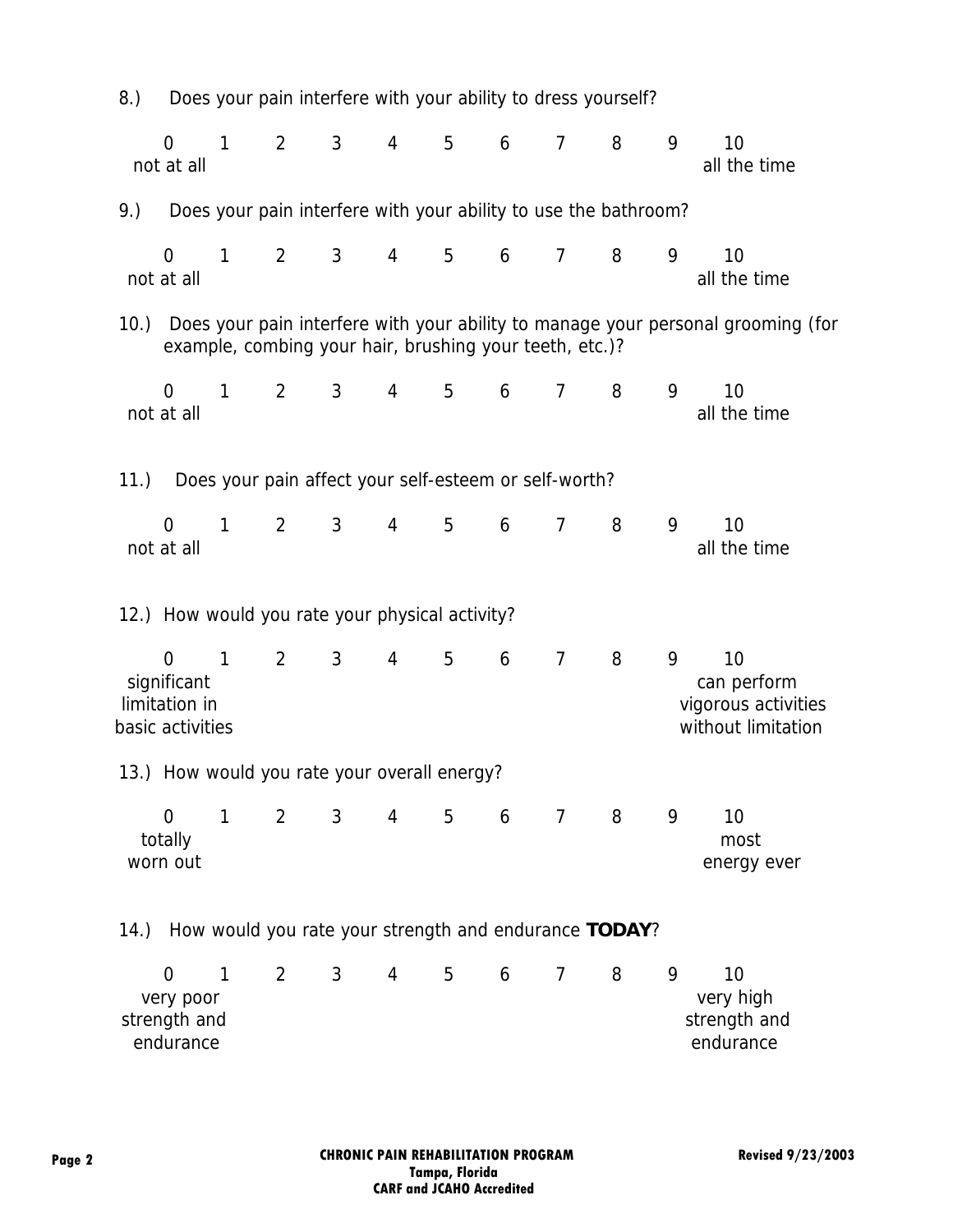8.) Does your pain interfere with your ability to dress yourself?

| 0 | 1 | 2 | 3 | 4 | 5 | 6 | 7 | 8 | 9 | 10 |
|---|---|---|---|---|---|---|---|---|---|---|
| not at all | | | | | | | | | | all the time |

9.) Does your pain interfere with your ability to use the bathroom?

| 0 | 1 | 2 | 3 | 4 | 5 | 6 | 7 | 8 | 9 | 10 |
|---|---|---|---|---|---|---|---|---|---|---|
| not at all | | | | | | | | | | all the time |

10.) Does your pain interfere with your ability to manage your personal grooming (for example, combing your hair, brushing your teeth, etc.)?

| 0 | 1 | 2 | 3 | 4 | 5 | 6 | 7 | 8 | 9 | 10 |
|---|---|---|---|---|---|---|---|---|---|---|
| not at all | | | | | | | | | | all the time |

11.) Does your pain affect your self-esteem or self-worth?

| 0 | 1 | 2 | 3 | 4 | 5 | 6 | 7 | 8 | 9 | 10 |
|---|---|---|---|---|---|---|---|---|---|---|
| not at all | | | | | | | | | | all the time |

12.) How would you rate your physical activity?

| 0 | 1 | 2 | 3 | 4 | 5 | 6 | 7 | 8 | 9 | 10 |
|---|---|---|---|---|---|---|---|---|---|---|
| significant limitation in basic activities | | | | | | | | | | can perform vigorous activities without limitation |

13.) How would you rate your overall energy?

| 0 | 1 | 2 | 3 | 4 | 5 | 6 | 7 | 8 | 9 | 10 |
|---|---|---|---|---|---|---|---|---|---|---|
| totally worn out | | | | | | | | | | most energy ever |

14.) How would you rate your strength and endurance **TODAY**?

| 0 | 1 | 2 | 3 | 4 | 5 | 6 | 7 | 8 | 9 | 10 |
|---|---|---|---|---|---|---|---|---|---|---|
| very poor strength and endurance | | | | | | | | | | very high strength and endurance |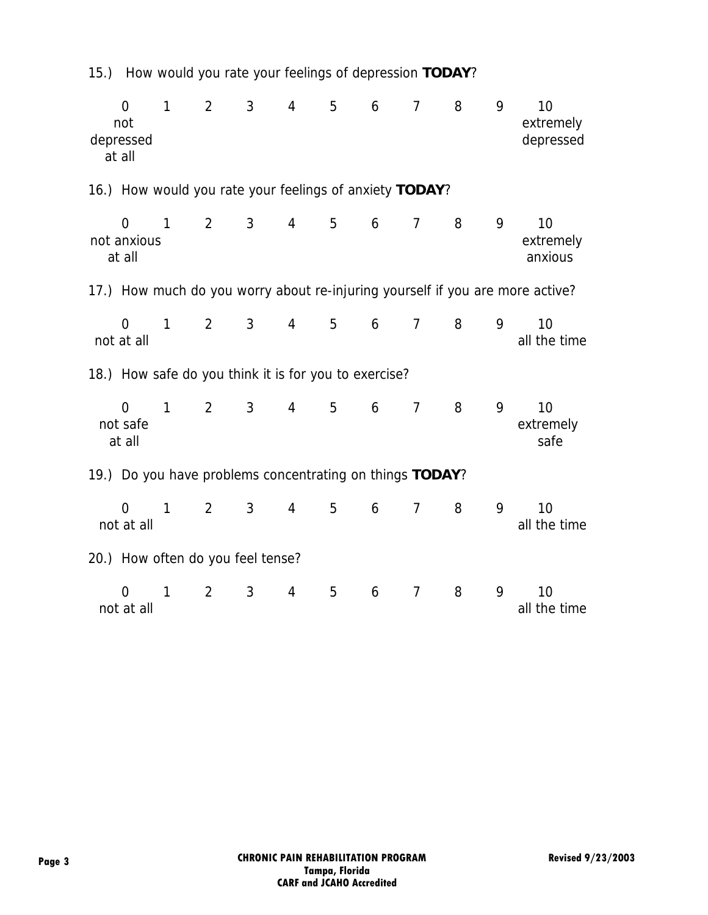15.) How would you rate your feelings of depression **TODAY**?

| 0 | 1 | 2 | 3 | 4 | 5 | 6 | 7 | 8 | 9 | 10 |
|---|---|---|---|---|---|---|---|---|---|---|
| not depressed at all | | | | | | | | | | extremely depressed |

16.) How would you rate your feelings of anxiety **TODAY**?

| 0 | 1 | 2 | 3 | 4 | 5 | 6 | 7 | 8 | 9 | 10 |
|---|---|---|---|---|---|---|---|---|---|---|
| not anxious at all | | | | | | | | | | extremely anxious |

17.) How much do you worry about re-injuring yourself if you are more active?

| 0 | 1 | 2 | 3 | 4 | 5 | 6 | 7 | 8 | 9 | 10 |
|---|---|---|---|---|---|---|---|---|---|---|
| not at all | | | | | | | | | | all the time |

18.) How safe do you think it is for you to exercise?

| 0 | 1 | 2 | 3 | 4 | 5 | 6 | 7 | 8 | 9 | 10 |
|---|---|---|---|---|---|---|---|---|---|---|
| not safe at all | | | | | | | | | | extremely safe |

19.) Do you have problems concentrating on things **TODAY**?

| 0 | 1 | 2 | 3 | 4 | 5 | 6 | 7 | 8 | 9 | 10 |
|---|---|---|---|---|---|---|---|---|---|---|
| not at all | | | | | | | | | | all the time |

20.) How often do you feel tense?

| 0 | 1 | 2 | 3 | 4 | 5 | 6 | 7 | 8 | 9 | 10 |
|---|---|---|---|---|---|---|---|---|---|---|
| not at all | | | | | | | | | | all the time |